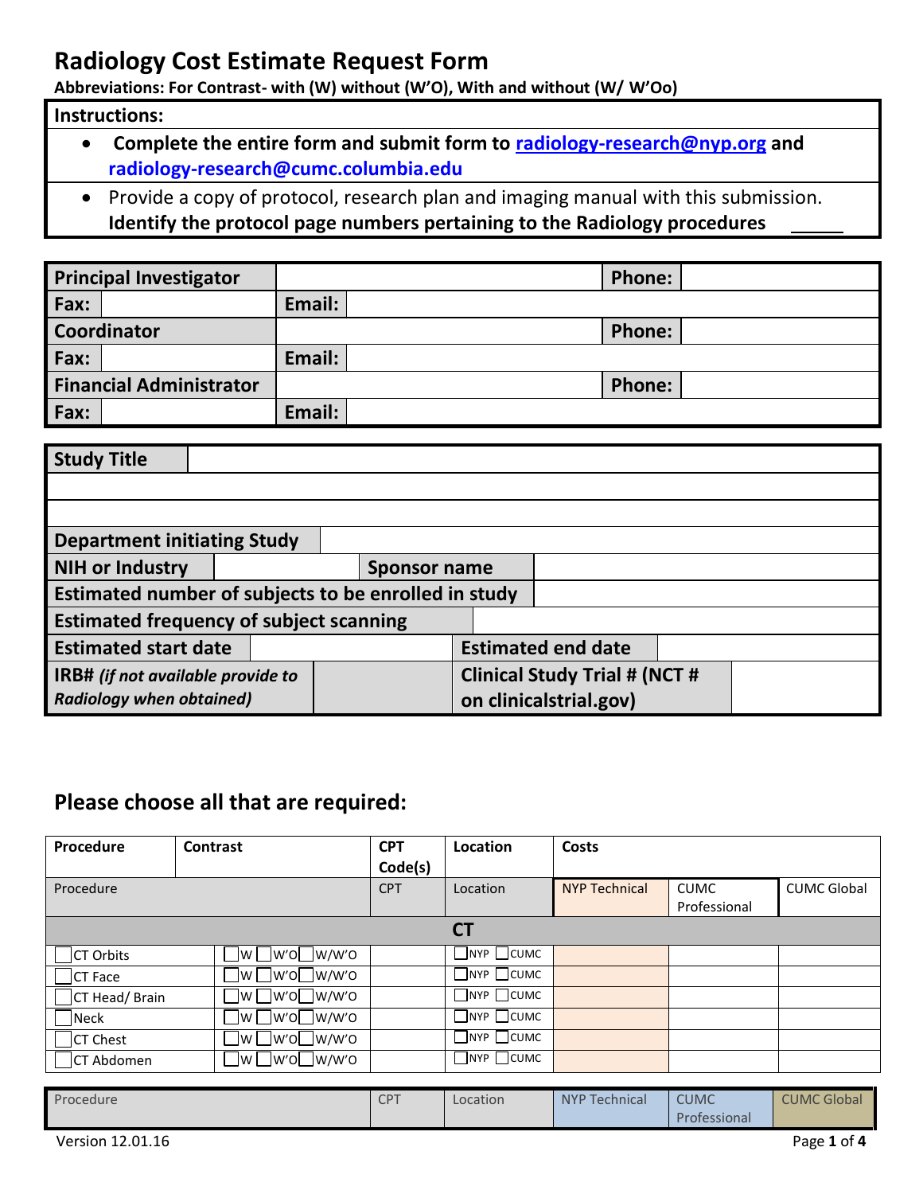# Radiology Cost Estimate Request Form

**Abbreviations: For Contrast- with (W) without (W'O), With and without (W/ W'Oo)**

**Instructions:**

- **Complete the entire form and submit form to [radiology-research@nyp.org](mailto:radiology-research@nyp.org) and radiology-research@cumc.columbia.edu**
- Provide a copy of protocol, research plan and imaging manual with this submission. **Identify the protocol page numbers pertaining to the Radiology procedures** _____

| **Principal Investigator** | | | **Phone:** | |
|---|---|---|---|---|
| **Fax:** | | **Email:** | | |
| **Coordinator** | | | **Phone:** | |
| **Fax:** | | **Email:** | | |
| **Financial Administrator** | | | **Phone:** | |
| **Fax:** | | **Email:** | | |

| **Study Title** | | | |
|---|---|---|---|
| | | | |
| | | | |
| **Department initiating Study** | | | |
| **NIH or Industry** | | **Sponsor name** | |
| **Estimated number of subjects to be enrolled in study** | | | |
| **Estimated frequency of subject scanning** | | | |
| **Estimated start date** | | **Estimated end date** | |
| **IRB#** *(if not available provide to Radiology when obtained)* | | **Clinical Study Trial # (NCT # on clinicalstrial.gov)** | |

## Please choose all that are required:

| **Procedure** | **Contrast** | **CPT Code(s)** | **Location** | **Costs** | | |
|---|---|---|---|---|---|---|
| Procedure | | CPT | Location | NYP Technical | CUMC Professional | CUMC Global |
| **CT** | | | | | | |
| ☐ CT Orbits | ☐W ☐W'O ☐W/W'O | | ☐NYP ☐CUMC | | | |
| ☐ CT Face | ☐W ☐W'O ☐W/W'O | | ☐NYP ☐CUMC | | | |
| ☐ CT Head/ Brain | ☐W ☐W'O ☐W/W'O | | ☐NYP ☐CUMC | | | |
| ☐ Neck | ☐W ☐W'O ☐W/W'O | | ☐NYP ☐CUMC | | | |
| ☐ CT Chest | ☐W ☐W'O ☐W/W'O | | ☐NYP ☐CUMC | | | |
| ☐ CT Abdomen | ☐W ☐W'O ☐W/W'O | | ☐NYP ☐CUMC | | | |

| Procedure | CPT | Location | NYP Technical | CUMC Professional | CUMC Global |
|---|---|---|---|---|---|

Version 12.01.16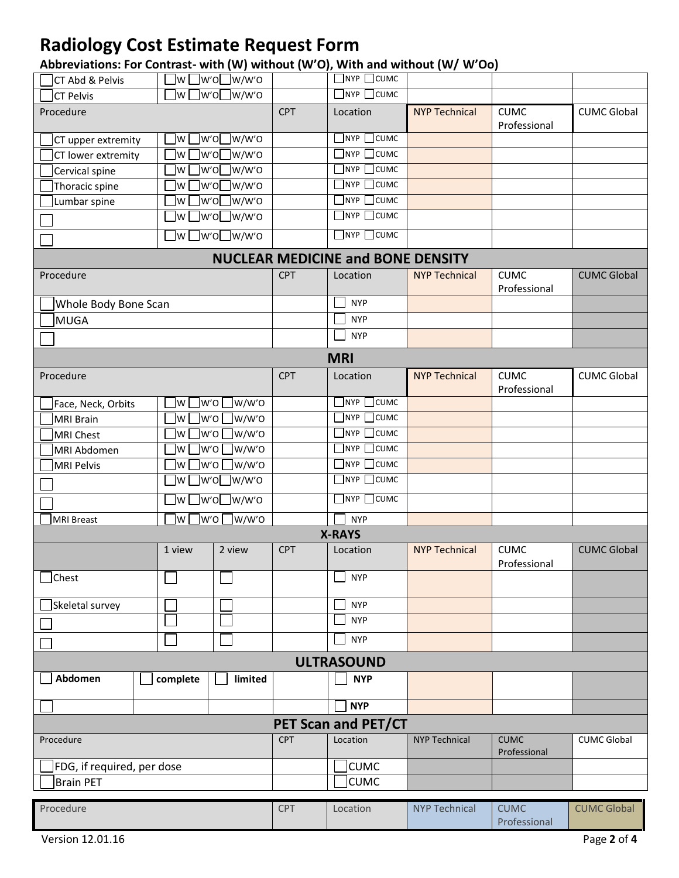# Radiology Cost Estimate Request Form

**Abbreviations: For Contrast- with (W) without (W'O), With and without (W/ W'Oo)**

| Procedure | Contrast | CPT | Location | NYP Technical | CUMC Professional | CUMC Global |
|---|---|---|---|---|---|---|
| ☐ CT Abd & Pelvis | ☐W ☐W'O ☐W/W'O | | ☐NYP ☐CUMC | | | |
| ☐ CT Pelvis | ☐W ☐W'O ☐W/W'O | | ☐NYP ☐CUMC | | | |

| Procedure | Contrast | CPT | Location | NYP Technical | CUMC Professional | CUMC Global |
|---|---|---|---|---|---|---|
| ☐ CT upper extremity | ☐W ☐W'O ☐W/W'O | | ☐NYP ☐CUMC | | | |
| ☐ CT lower extremity | ☐W ☐W'O ☐W/W'O | | ☐NYP ☐CUMC | | | |
| ☐ Cervical spine | ☐W ☐W'O ☐W/W'O | | ☐NYP ☐CUMC | | | |
| ☐ Thoracic spine | ☐W ☐W'O ☐W/W'O | | ☐NYP ☐CUMC | | | |
| ☐ Lumbar spine | ☐W ☐W'O ☐W/W'O | | ☐NYP ☐CUMC | | | |
| ☐ | ☐W ☐W'O ☐W/W'O | | ☐NYP ☐CUMC | | | |
| ☐ | ☐W ☐W'O ☐W/W'O | | ☐NYP ☐CUMC | | | |

## NUCLEAR MEDICINE and BONE DENSITY

| Procedure | CPT | Location | NYP Technical | CUMC Professional | CUMC Global |
|---|---|---|---|---|---|
| ☐ Whole Body Bone Scan | | ☐ NYP | | | |
| ☐ MUGA | | ☐ NYP | | | |
| ☐ | | ☐ NYP | | | |

## MRI

| Procedure | Contrast | CPT | Location | NYP Technical | CUMC Professional | CUMC Global |
|---|---|---|---|---|---|---|
| ☐ Face, Neck, Orbits | ☐W ☐W'O ☐W/W'O | | ☐NYP ☐CUMC | | | |
| ☐ MRI Brain | ☐W ☐W'O ☐W/W'O | | ☐NYP ☐CUMC | | | |
| ☐ MRI Chest | ☐W ☐W'O ☐W/W'O | | ☐NYP ☐CUMC | | | |
| ☐ MRI Abdomen | ☐W ☐W'O ☐W/W'O | | ☐NYP ☐CUMC | | | |
| ☐ MRI Pelvis | ☐W ☐W'O ☐W/W'O | | ☐NYP ☐CUMC | | | |
| ☐ | ☐W ☐W'O ☐W/W'O | | ☐NYP ☐CUMC | | | |
| ☐ | ☐W ☐W'O ☐W/W'O | | ☐NYP ☐CUMC | | | |
| ☐ MRI Breast | ☐W ☐W'O ☐W/W'O | | ☐ NYP | | | |

## X-RAYS

| | 1 view | 2 view | CPT | Location | NYP Technical | CUMC Professional | CUMC Global |
|---|---|---|---|---|---|---|---|
| ☐ Chest | ☐ | ☐ | | ☐ NYP | | | |
| ☐ Skeletal survey | ☐ | ☐ | | ☐ NYP | | | |
| ☐ | ☐ | ☐ | | ☐ NYP | | | |
| ☐ | ☐ | ☐ | | ☐ NYP | | | |

## ULTRASOUND

| | | | CPT | Location | NYP Technical | CUMC Professional | CUMC Global |
|---|---|---|---|---|---|---|---|
| ☐ **Abdomen** | ☐ **complete** | ☐ **limited** | | ☐ **NYP** | | | |
| ☐ | | | | ☐ **NYP** | | | |

## PET Scan and PET/CT

| Procedure | CPT | Location | NYP Technical | CUMC Professional | CUMC Global |
|---|---|---|---|---|---|
| ☐ FDG, if required, per dose | | ☐ CUMC | | | |
| ☐ Brain PET | | ☐ CUMC | | | |

| Procedure | CPT | Location | NYP Technical | CUMC Professional | CUMC Global |
|---|---|---|---|---|---|

Version 12.01.16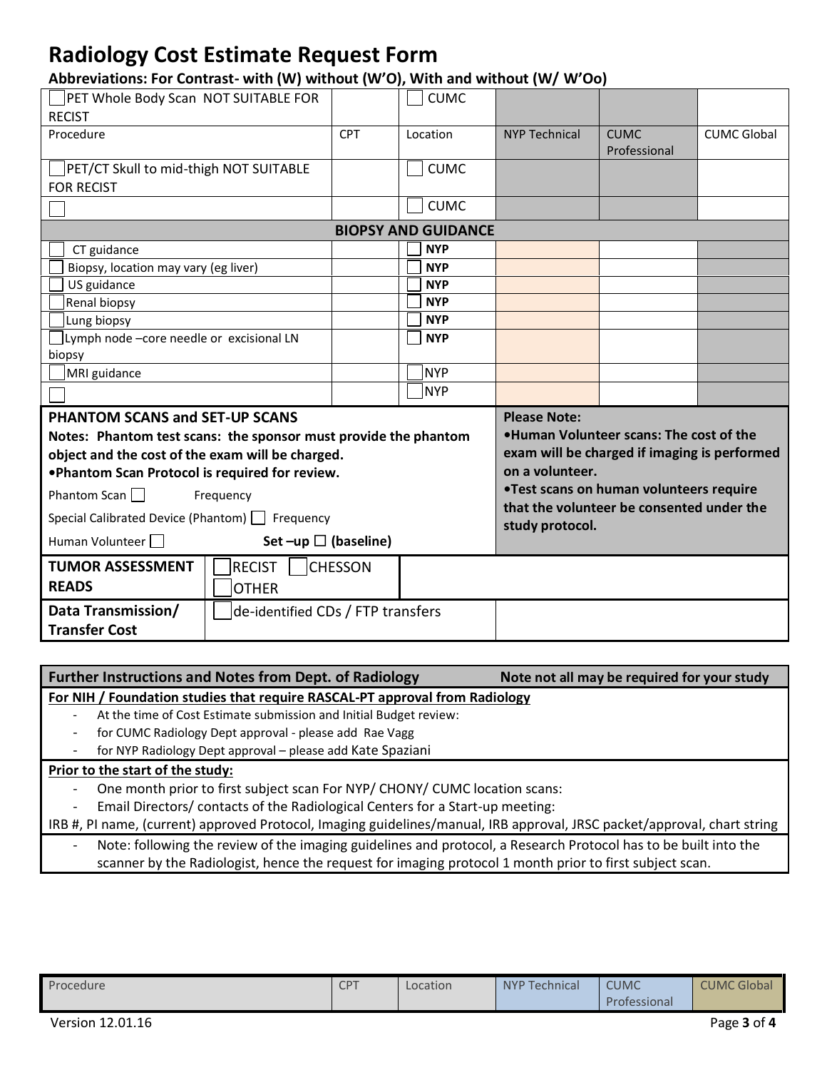# Radiology Cost Estimate Request Form

**Abbreviations: For Contrast- with (W) without (W'O), With and without (W/ W'Oo)**

| Procedure | CPT | Location | NYP Technical | CUMC Professional | CUMC Global |
|---|---|---|---|---|---|
| ☐ PET Whole Body Scan NOT SUITABLE FOR RECIST | | ☐ CUMC | | | |
| ☐ PET/CT Skull to mid-thigh NOT SUITABLE FOR RECIST | | ☐ CUMC | | | |
| ☐ | | ☐ CUMC | | | |
| **BIOPSY AND GUIDANCE** | | | | | |
| ☐ CT guidance | | ☐ **NYP** | | | |
| ☐ Biopsy, location may vary (eg liver) | | ☐ **NYP** | | | |
| ☐ US guidance | | ☐ **NYP** | | | |
| ☐ Renal biopsy | | ☐ **NYP** | | | |
| ☐ Lung biopsy | | ☐ **NYP** | | | |
| ☐ Lymph node –core needle or excisional LN biopsy | | ☐ **NYP** | | | |
| ☐ MRI guidance | | ☐ NYP | | | |
| ☐ | | ☐ NYP | | | |

**PHANTOM SCANS and SET-UP SCANS**

**Notes: Phantom test scans: the sponsor must provide the phantom object and the cost of the exam will be charged.**

**•Phantom Scan Protocol is required for review.**

Phantom Scan ☐ Frequency

Special Calibrated Device (Phantom) ☐ Frequency

Human Volunteer ☐ **Set –up ☐ (baseline)**

**Please Note:**

**•Human Volunteer scans: The cost of the exam will be charged if imaging is performed on a volunteer.**

**•Test scans on human volunteers require that the volunteer be consented under the study protocol.**

| | | |
|---|---|---|
| **TUMOR ASSESSMENT READS** | ☐ RECIST ☐ CHESSON ☐ OTHER | |
| **Data Transmission/ Transfer Cost** | ☐ de-identified CDs / FTP transfers | |

## Further Instructions and Notes from Dept. of Radiology

**Note not all may be required for your study**

**For NIH / Foundation studies that require RASCAL-PT approval from Radiology**

- At the time of Cost Estimate submission and Initial Budget review:
- for CUMC Radiology Dept approval - please add Rae Vagg
- for NYP Radiology Dept approval – please add Kate Spaziani

**Prior to the start of the study:**

- One month prior to first subject scan For NYP/ CHONY/ CUMC location scans:
- Email Directors/ contacts of the Radiological Centers for a Start-up meeting:

IRB #, PI name, (current) approved Protocol, Imaging guidelines/manual, IRB approval, JRSC packet/approval, chart string

- Note: following the review of the imaging guidelines and protocol, a Research Protocol has to be built into the scanner by the Radiologist, hence the request for imaging protocol 1 month prior to first subject scan.

| Procedure | CPT | Location | NYP Technical | CUMC Professional | CUMC Global |
|---|---|---|---|---|---|

Version 12.01.16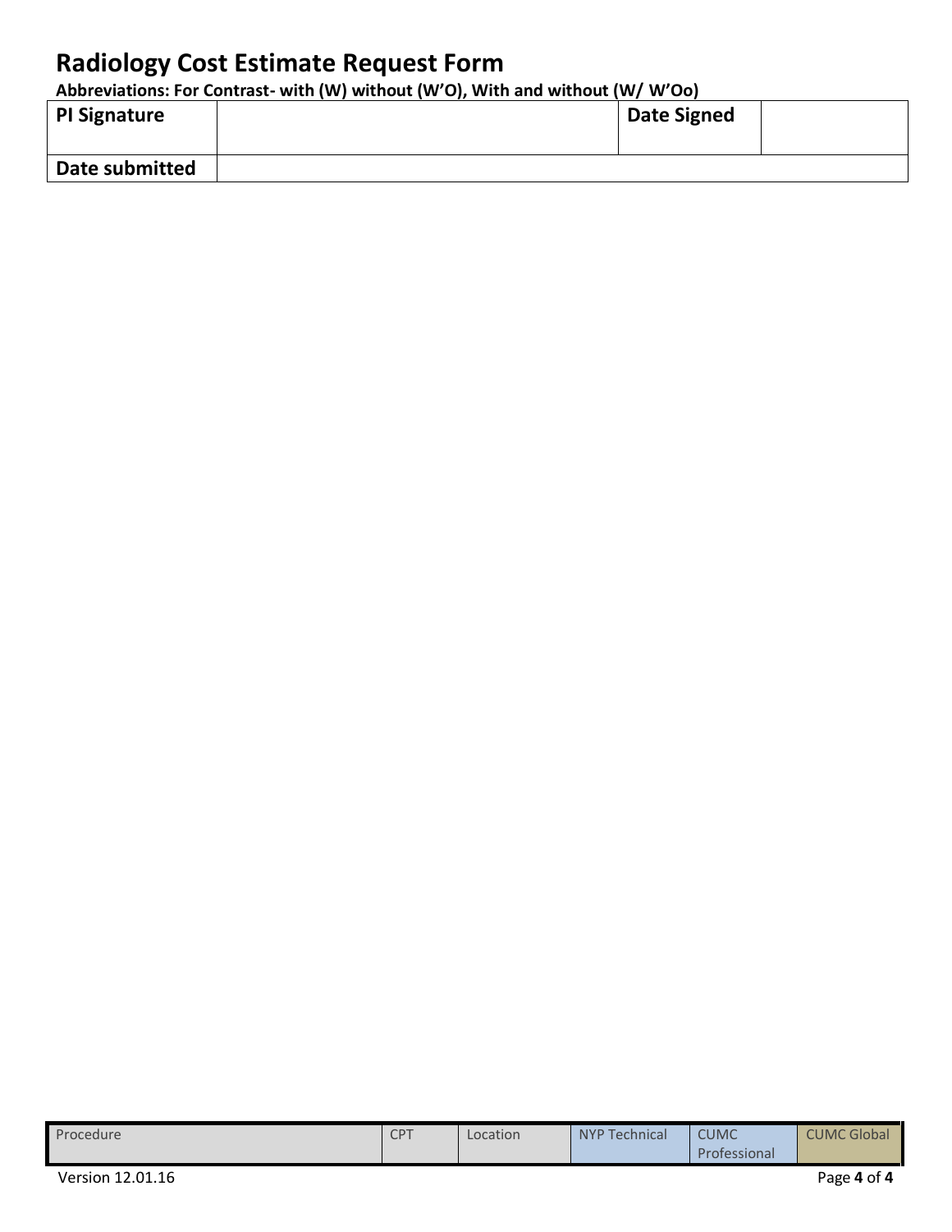# Radiology Cost Estimate Request Form

**Abbreviations: For Contrast- with (W) without (W'O), With and without (W/ W'Oo)**

| | | | |
|---|---|---|---|
| **PI Signature** | | **Date Signed** | |
| **Date submitted** | | | |

| Procedure | CPT | Location | NYP Technical | CUMC Professional | CUMC Global |
|---|---|---|---|---|---|

Version 12.01.16